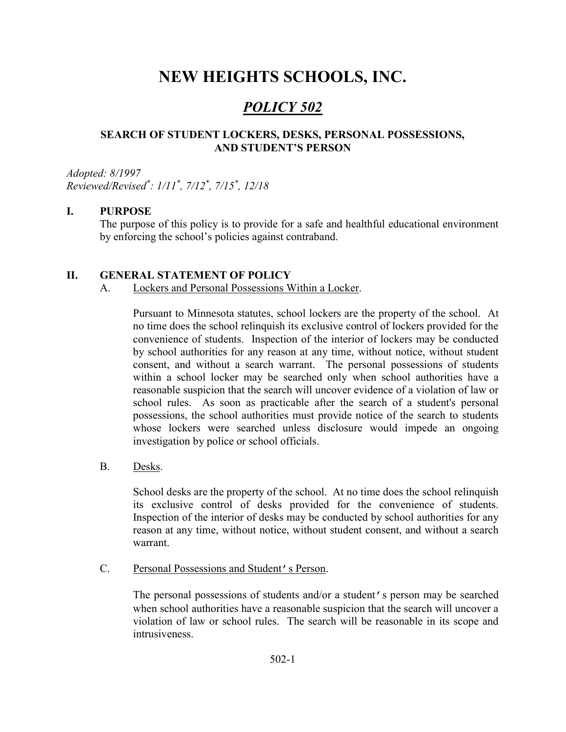# NEW HEIGHTS SCHOOLS, INC.

## *POLICY 502*

### SEARCH OF STUDENT LOCKERS, DESKS, PERSONAL POSSESSIONS, AND STUDENT'S PERSON

*Adopted: 8/1997*
*Reviewed/Revised*: 1/11*, 7/12*, 7/15*, 12/18*

**I. PURPOSE**

The purpose of this policy is to provide for a safe and healthful educational environment by enforcing the school's policies against contraband.

**II. GENERAL STATEMENT OF POLICY**

A. Lockers and Personal Possessions Within a Locker.

Pursuant to Minnesota statutes, school lockers are the property of the school. At no time does the school relinquish its exclusive control of lockers provided for the convenience of students. Inspection of the interior of lockers may be conducted by school authorities for any reason at any time, without notice, without student consent, and without a search warrant. The personal possessions of students within a school locker may be searched only when school authorities have a reasonable suspicion that the search will uncover evidence of a violation of law or school rules. As soon as practicable after the search of a student's personal possessions, the school authorities must provide notice of the search to students whose lockers were searched unless disclosure would impede an ongoing investigation by police or school officials.

B. Desks.

School desks are the property of the school. At no time does the school relinquish its exclusive control of desks provided for the convenience of students. Inspection of the interior of desks may be conducted by school authorities for any reason at any time, without notice, without student consent, and without a search warrant.

C. Personal Possessions and Student's Person.

The personal possessions of students and/or a student's person may be searched when school authorities have a reasonable suspicion that the search will uncover a violation of law or school rules. The search will be reasonable in its scope and intrusiveness.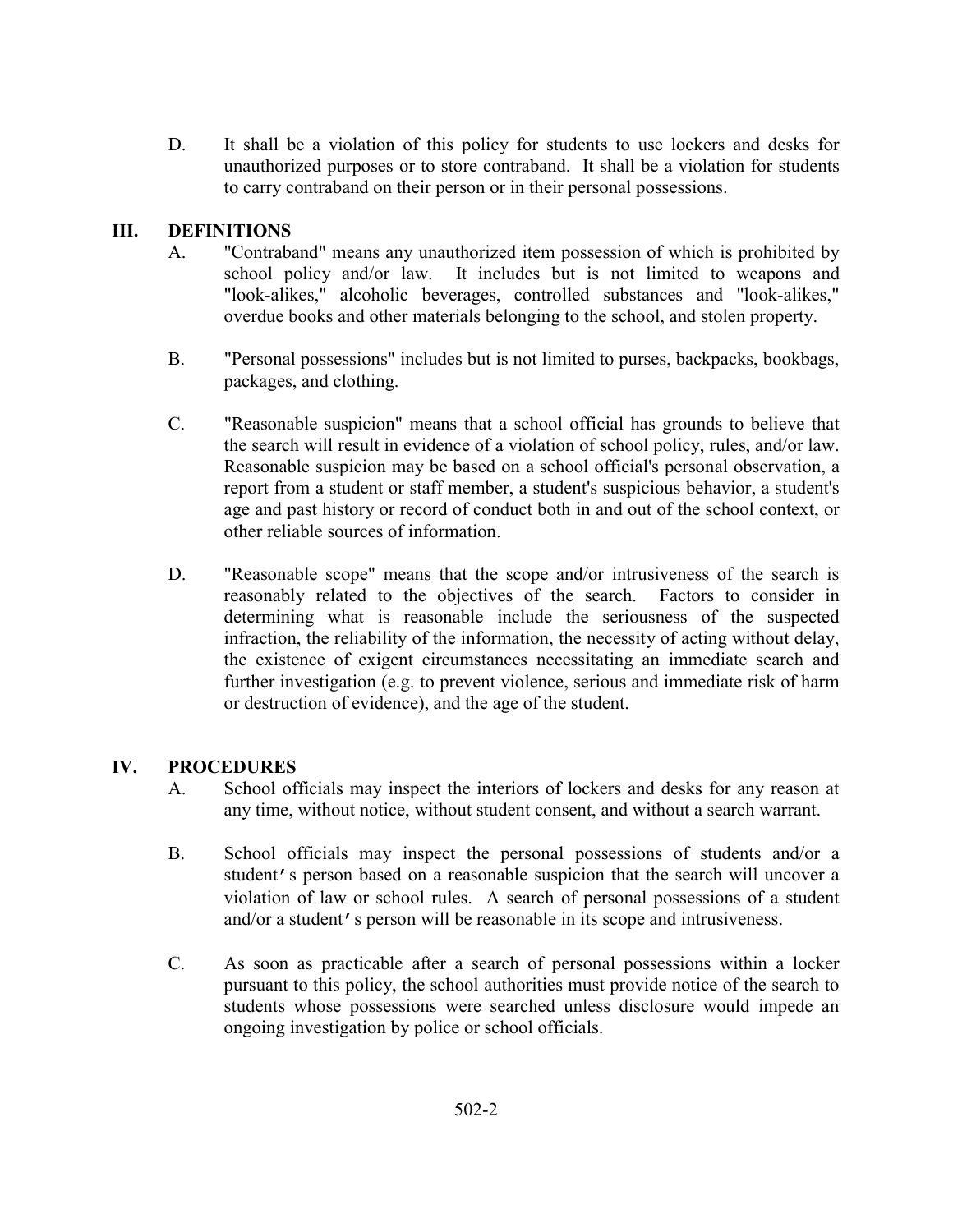D. It shall be a violation of this policy for students to use lockers and desks for unauthorized purposes or to store contraband. It shall be a violation for students to carry contraband on their person or in their personal possessions.

## III. DEFINITIONS

A. "Contraband" means any unauthorized item possession of which is prohibited by school policy and/or law. It includes but is not limited to weapons and "look-alikes," alcoholic beverages, controlled substances and "look-alikes," overdue books and other materials belonging to the school, and stolen property.

B. "Personal possessions" includes but is not limited to purses, backpacks, bookbags, packages, and clothing.

C. "Reasonable suspicion" means that a school official has grounds to believe that the search will result in evidence of a violation of school policy, rules, and/or law. Reasonable suspicion may be based on a school official's personal observation, a report from a student or staff member, a student's suspicious behavior, a student's age and past history or record of conduct both in and out of the school context, or other reliable sources of information.

D. "Reasonable scope" means that the scope and/or intrusiveness of the search is reasonably related to the objectives of the search. Factors to consider in determining what is reasonable include the seriousness of the suspected infraction, the reliability of the information, the necessity of acting without delay, the existence of exigent circumstances necessitating an immediate search and further investigation (e.g. to prevent violence, serious and immediate risk of harm or destruction of evidence), and the age of the student.

## IV. PROCEDURES

A. School officials may inspect the interiors of lockers and desks for any reason at any time, without notice, without student consent, and without a search warrant.

B. School officials may inspect the personal possessions of students and/or a student's person based on a reasonable suspicion that the search will uncover a violation of law or school rules. A search of personal possessions of a student and/or a student's person will be reasonable in its scope and intrusiveness.

C. As soon as practicable after a search of personal possessions within a locker pursuant to this policy, the school authorities must provide notice of the search to students whose possessions were searched unless disclosure would impede an ongoing investigation by police or school officials.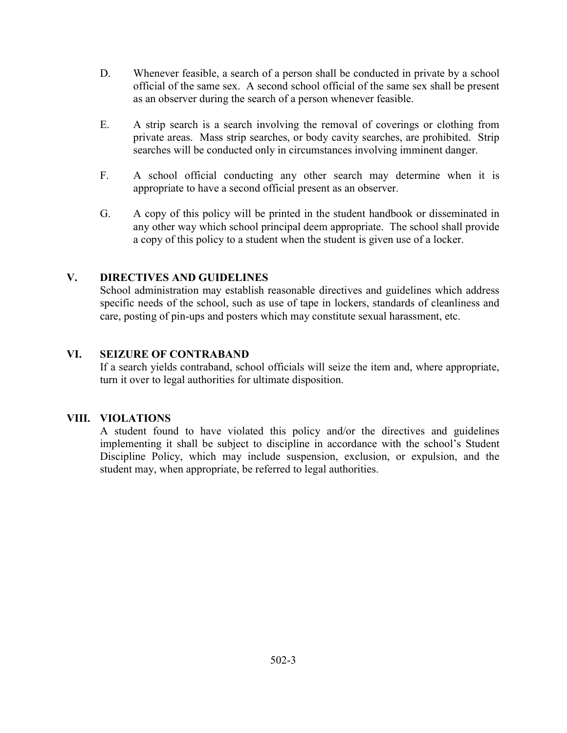D. Whenever feasible, a search of a person shall be conducted in private by a school official of the same sex. A second school official of the same sex shall be present as an observer during the search of a person whenever feasible.

E. A strip search is a search involving the removal of coverings or clothing from private areas. Mass strip searches, or body cavity searches, are prohibited. Strip searches will be conducted only in circumstances involving imminent danger.

F. A school official conducting any other search may determine when it is appropriate to have a second official present as an observer.

G. A copy of this policy will be printed in the student handbook or disseminated in any other way which school principal deem appropriate. The school shall provide a copy of this policy to a student when the student is given use of a locker.

## V. DIRECTIVES AND GUIDELINES

School administration may establish reasonable directives and guidelines which address specific needs of the school, such as use of tape in lockers, standards of cleanliness and care, posting of pin-ups and posters which may constitute sexual harassment, etc.

## VI. SEIZURE OF CONTRABAND

If a search yields contraband, school officials will seize the item and, where appropriate, turn it over to legal authorities for ultimate disposition.

## VIII. VIOLATIONS

A student found to have violated this policy and/or the directives and guidelines implementing it shall be subject to discipline in accordance with the school's Student Discipline Policy, which may include suspension, exclusion, or expulsion, and the student may, when appropriate, be referred to legal authorities.